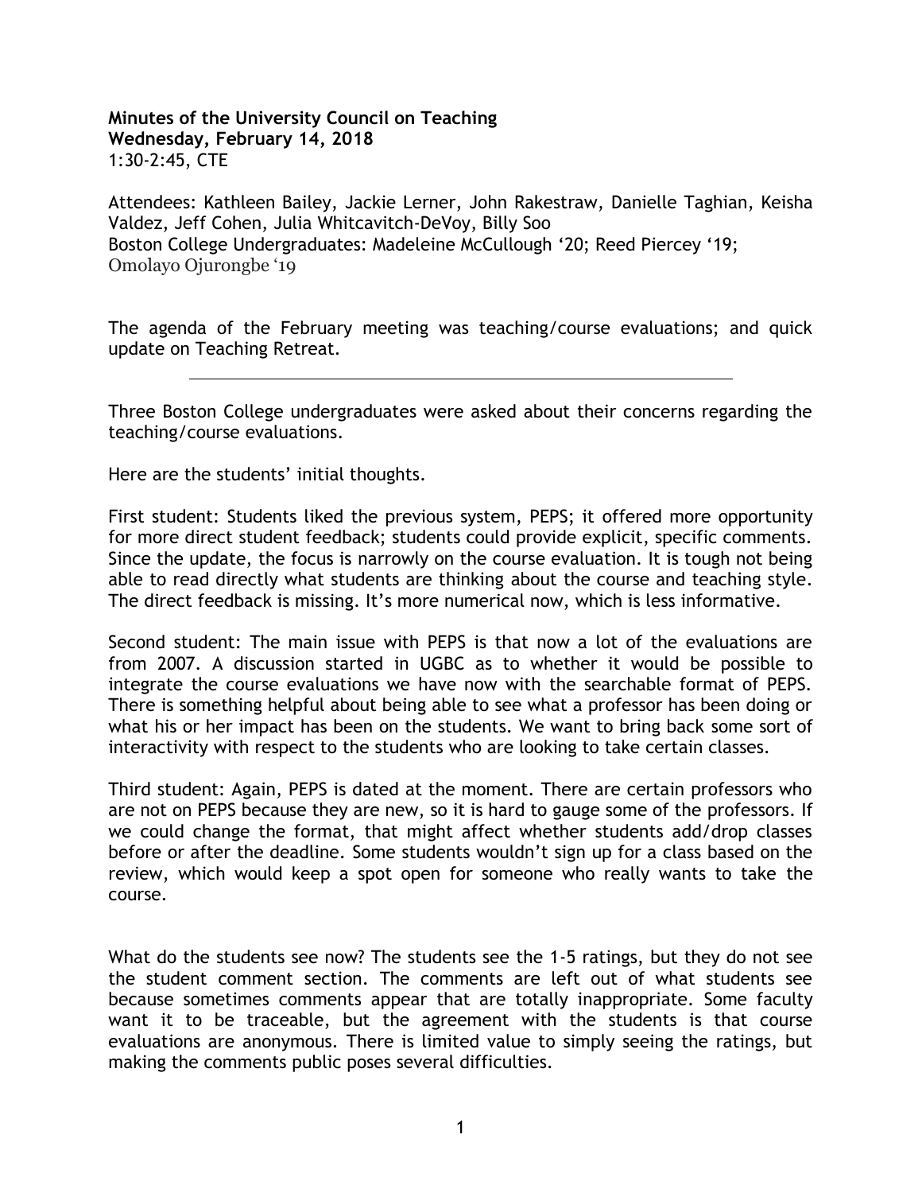**Minutes of the University Council on Teaching**
**Wednesday, February 14, 2018**
1:30-2:45, CTE

Attendees: Kathleen Bailey, Jackie Lerner, John Rakestraw, Danielle Taghian, Keisha Valdez, Jeff Cohen, Julia Whitcavitch-DeVoy, Billy Soo
Boston College Undergraduates: Madeleine McCullough '20; Reed Piercey '19; Omolayo Ojurongbe '19

The agenda of the February meeting was teaching/course evaluations; and quick update on Teaching Retreat.

---

Three Boston College undergraduates were asked about their concerns regarding the teaching/course evaluations.

Here are the students' initial thoughts.

First student: Students liked the previous system, PEPS; it offered more opportunity for more direct student feedback; students could provide explicit, specific comments. Since the update, the focus is narrowly on the course evaluation. It is tough not being able to read directly what students are thinking about the course and teaching style. The direct feedback is missing. It's more numerical now, which is less informative.

Second student: The main issue with PEPS is that now a lot of the evaluations are from 2007. A discussion started in UGBC as to whether it would be possible to integrate the course evaluations we have now with the searchable format of PEPS. There is something helpful about being able to see what a professor has been doing or what his or her impact has been on the students. We want to bring back some sort of interactivity with respect to the students who are looking to take certain classes.

Third student: Again, PEPS is dated at the moment. There are certain professors who are not on PEPS because they are new, so it is hard to gauge some of the professors. If we could change the format, that might affect whether students add/drop classes before or after the deadline. Some students wouldn't sign up for a class based on the review, which would keep a spot open for someone who really wants to take the course.

What do the students see now? The students see the 1-5 ratings, but they do not see the student comment section. The comments are left out of what students see because sometimes comments appear that are totally inappropriate. Some faculty want it to be traceable, but the agreement with the students is that course evaluations are anonymous. There is limited value to simply seeing the ratings, but making the comments public poses several difficulties.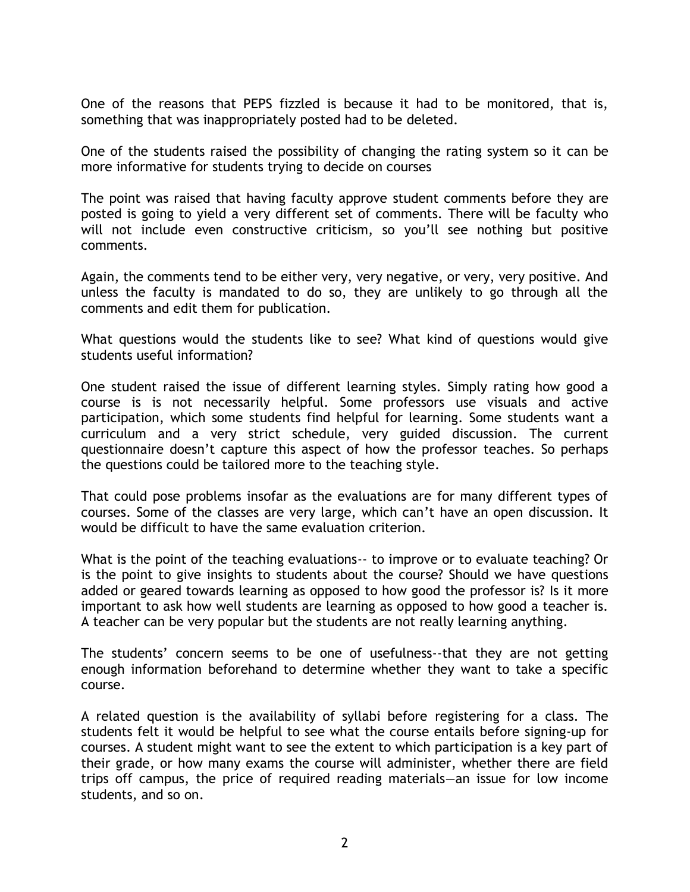One of the reasons that PEPS fizzled is because it had to be monitored, that is, something that was inappropriately posted had to be deleted.

One of the students raised the possibility of changing the rating system so it can be more informative for students trying to decide on courses

The point was raised that having faculty approve student comments before they are posted is going to yield a very different set of comments. There will be faculty who will not include even constructive criticism, so you'll see nothing but positive comments.

Again, the comments tend to be either very, very negative, or very, very positive. And unless the faculty is mandated to do so, they are unlikely to go through all the comments and edit them for publication.

What questions would the students like to see? What kind of questions would give students useful information?

One student raised the issue of different learning styles. Simply rating how good a course is is not necessarily helpful. Some professors use visuals and active participation, which some students find helpful for learning. Some students want a curriculum and a very strict schedule, very guided discussion. The current questionnaire doesn't capture this aspect of how the professor teaches. So perhaps the questions could be tailored more to the teaching style.

That could pose problems insofar as the evaluations are for many different types of courses. Some of the classes are very large, which can't have an open discussion. It would be difficult to have the same evaluation criterion.

What is the point of the teaching evaluations-- to improve or to evaluate teaching? Or is the point to give insights to students about the course? Should we have questions added or geared towards learning as opposed to how good the professor is? Is it more important to ask how well students are learning as opposed to how good a teacher is. A teacher can be very popular but the students are not really learning anything.

The students' concern seems to be one of usefulness--that they are not getting enough information beforehand to determine whether they want to take a specific course.

A related question is the availability of syllabi before registering for a class. The students felt it would be helpful to see what the course entails before signing-up for courses. A student might want to see the extent to which participation is a key part of their grade, or how many exams the course will administer, whether there are field trips off campus, the price of required reading materials—an issue for low income students, and so on.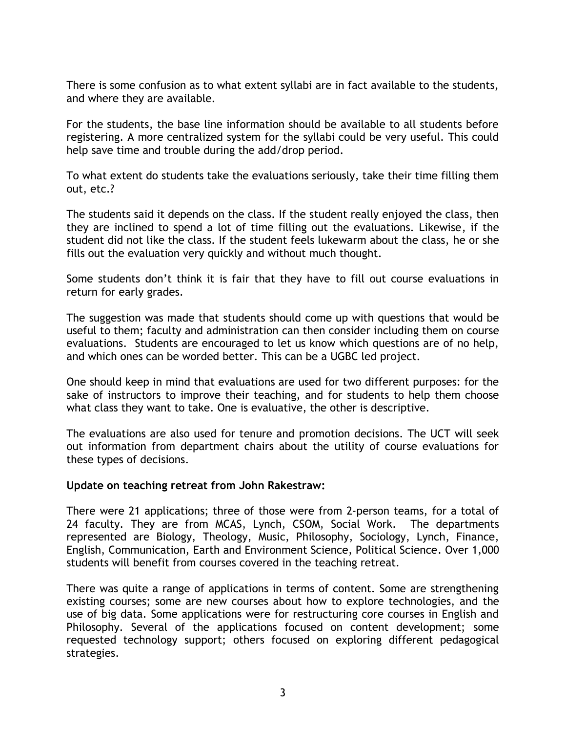There is some confusion as to what extent syllabi are in fact available to the students, and where they are available.

For the students, the base line information should be available to all students before registering. A more centralized system for the syllabi could be very useful. This could help save time and trouble during the add/drop period.

To what extent do students take the evaluations seriously, take their time filling them out, etc.?

The students said it depends on the class. If the student really enjoyed the class, then they are inclined to spend a lot of time filling out the evaluations. Likewise, if the student did not like the class. If the student feels lukewarm about the class, he or she fills out the evaluation very quickly and without much thought.

Some students don't think it is fair that they have to fill out course evaluations in return for early grades.

The suggestion was made that students should come up with questions that would be useful to them; faculty and administration can then consider including them on course evaluations. Students are encouraged to let us know which questions are of no help, and which ones can be worded better. This can be a UGBC led project.

One should keep in mind that evaluations are used for two different purposes: for the sake of instructors to improve their teaching, and for students to help them choose what class they want to take. One is evaluative, the other is descriptive.

The evaluations are also used for tenure and promotion decisions. The UCT will seek out information from department chairs about the utility of course evaluations for these types of decisions.

**Update on teaching retreat from John Rakestraw:**

There were 21 applications; three of those were from 2-person teams, for a total of 24 faculty. They are from MCAS, Lynch, CSOM, Social Work. The departments represented are Biology, Theology, Music, Philosophy, Sociology, Lynch, Finance, English, Communication, Earth and Environment Science, Political Science. Over 1,000 students will benefit from courses covered in the teaching retreat.

There was quite a range of applications in terms of content. Some are strengthening existing courses; some are new courses about how to explore technologies, and the use of big data. Some applications were for restructuring core courses in English and Philosophy. Several of the applications focused on content development; some requested technology support; others focused on exploring different pedagogical strategies.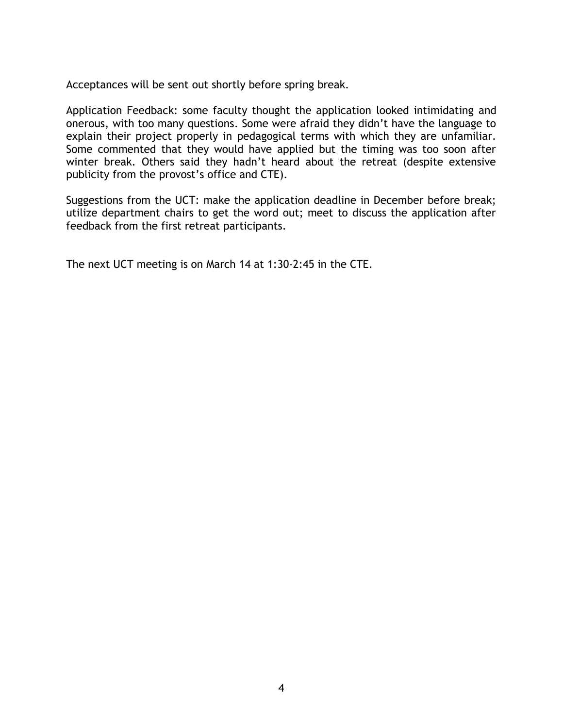Acceptances will be sent out shortly before spring break.

Application Feedback: some faculty thought the application looked intimidating and onerous, with too many questions. Some were afraid they didn't have the language to explain their project properly in pedagogical terms with which they are unfamiliar. Some commented that they would have applied but the timing was too soon after winter break. Others said they hadn't heard about the retreat (despite extensive publicity from the provost's office and CTE).

Suggestions from the UCT: make the application deadline in December before break; utilize department chairs to get the word out; meet to discuss the application after feedback from the first retreat participants.

The next UCT meeting is on March 14 at 1:30-2:45 in the CTE.